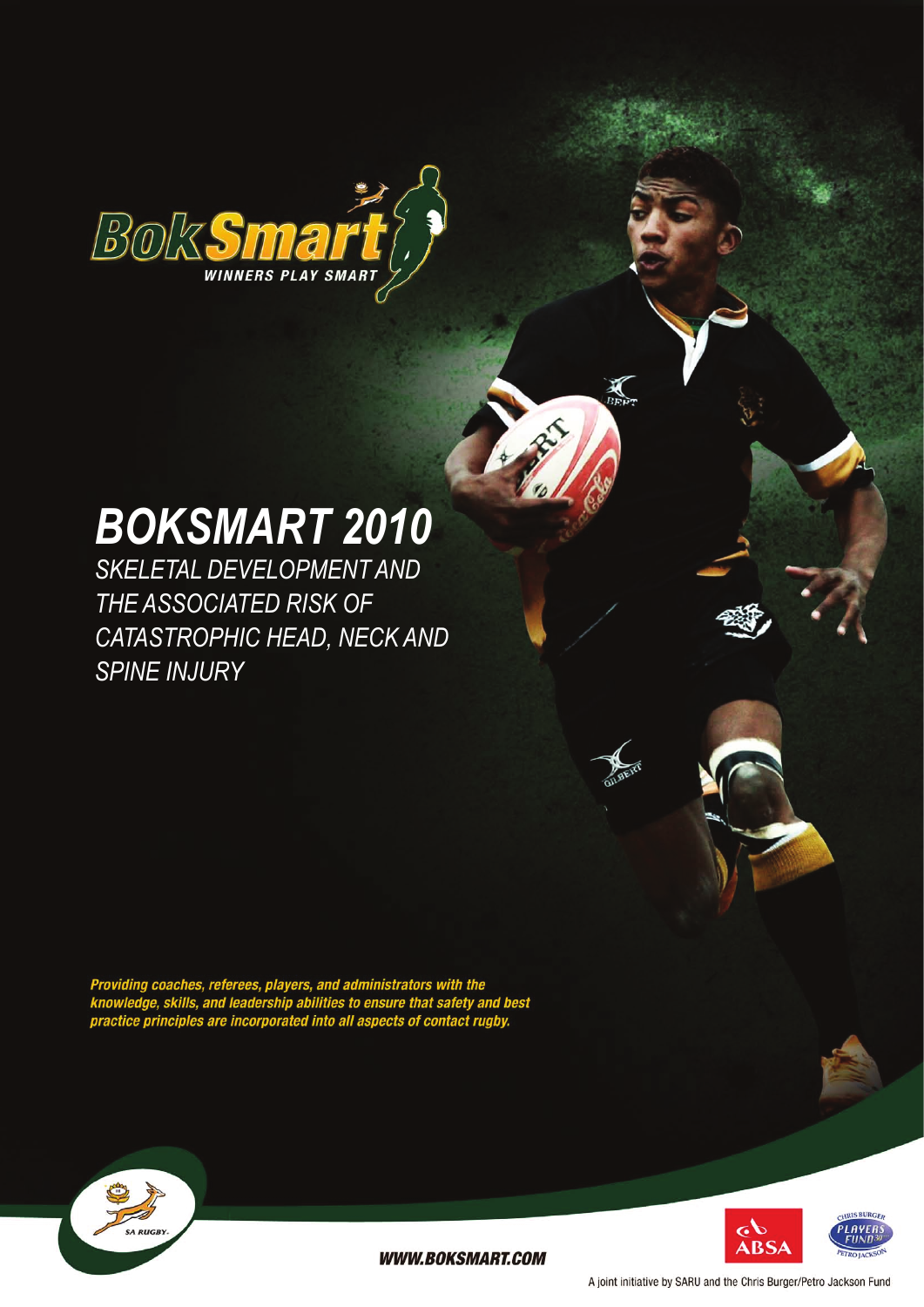BokSmart

WINNERS PLAY SMART

# BOKSMART 2010

## SKELETAL DEVELOPMENT AND THE ASSOCIATED RISK OF CATASTROPHIC HEAD, NECK AND SPINE INJURY

***Providing coaches, referees, players, and administrators with the knowledge, skills, and leadership abilities to ensure that safety and best practice principles are incorporated into all aspects of contact rugby.***

SA RUGBY

**WWW.BOKSMART.COM**

ABSA

CHRIS BURGER PLAYERS FUND PETRO JACKSON

A joint initiative by SARU and the Chris Burger/Petro Jackson Fund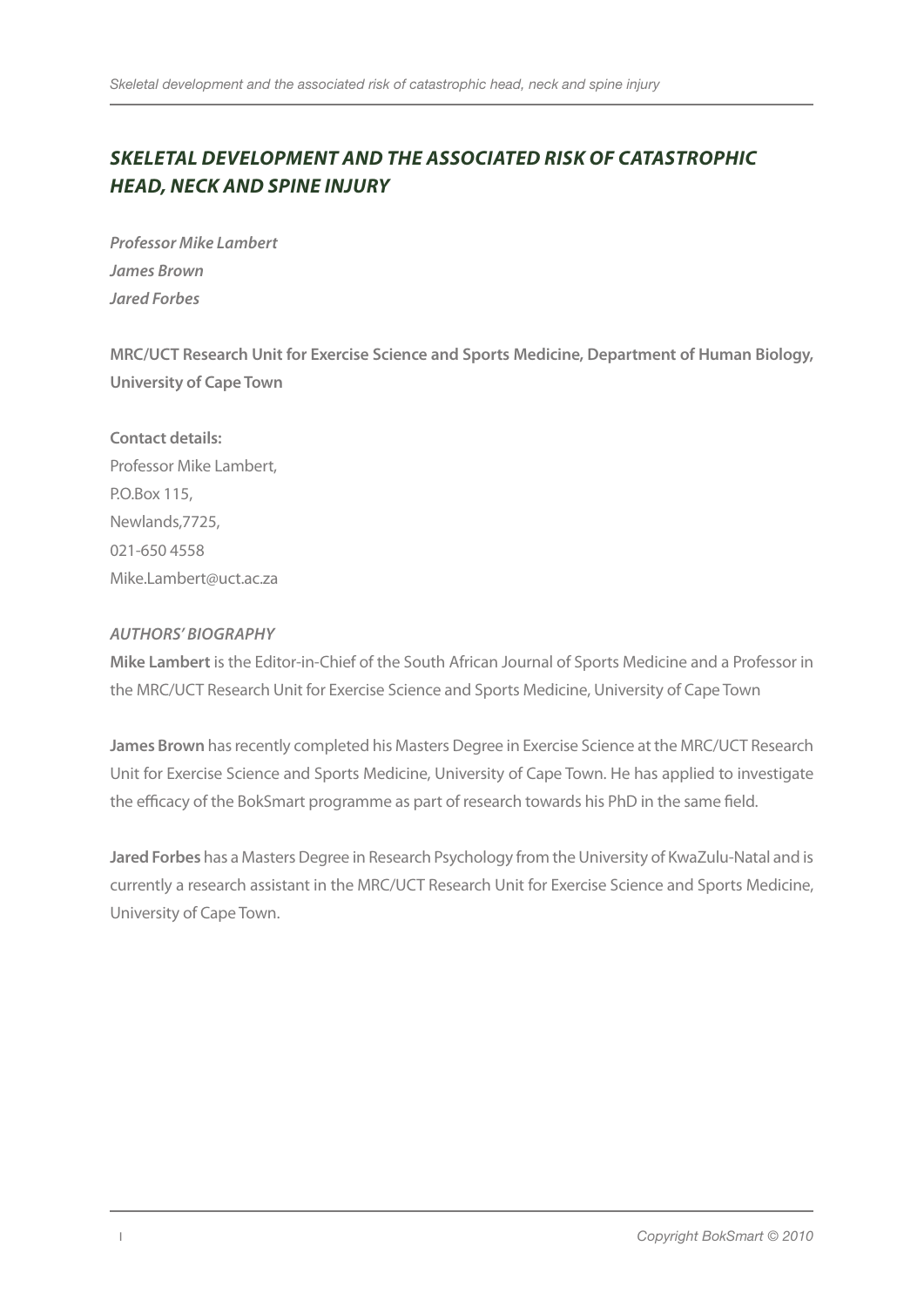# *SKELETAL DEVELOPMENT AND THE ASSOCIATED RISK OF CATASTROPHIC HEAD, NECK AND SPINE INJURY*

***Professor Mike Lambert***
***James Brown***
***Jared Forbes***

**MRC/UCT Research Unit for Exercise Science and Sports Medicine, Department of Human Biology, University of Cape Town**

**Contact details:**
Professor Mike Lambert,
P.O.Box 115,
Newlands,7725,
021-650 4558
Mike.Lambert@uct.ac.za

***AUTHORS' BIOGRAPHY***

**Mike Lambert** is the Editor-in-Chief of the South African Journal of Sports Medicine and a Professor in the MRC/UCT Research Unit for Exercise Science and Sports Medicine, University of Cape Town

**James Brown** has recently completed his Masters Degree in Exercise Science at the MRC/UCT Research Unit for Exercise Science and Sports Medicine, University of Cape Town. He has applied to investigate the efficacy of the BokSmart programme as part of research towards his PhD in the same field.

**Jared Forbes** has a Masters Degree in Research Psychology from the University of KwaZulu-Natal and is currently a research assistant in the MRC/UCT Research Unit for Exercise Science and Sports Medicine, University of Cape Town.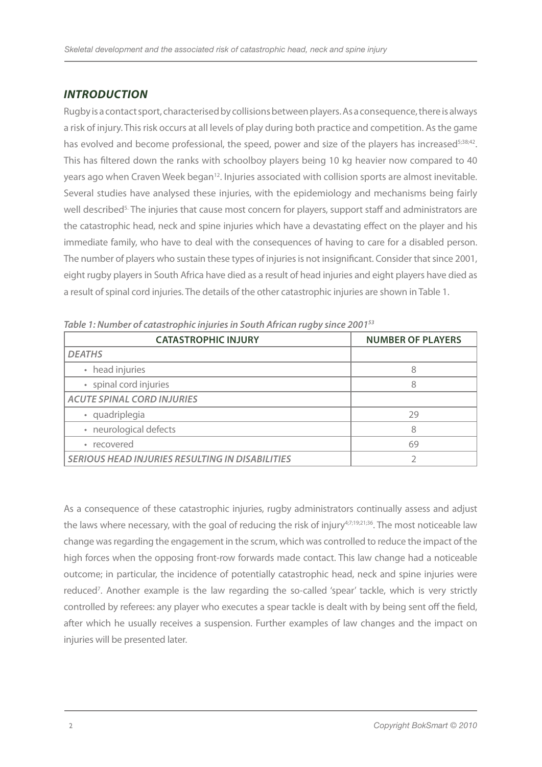## *INTRODUCTION*

Rugby is a contact sport, characterised by collisions between players. As a consequence, there is always a risk of injury. This risk occurs at all levels of play during both practice and competition. As the game has evolved and become professional, the speed, power and size of the players has increased[5;38;42]. This has filtered down the ranks with schoolboy players being 10 kg heavier now compared to 40 years ago when Craven Week began[12]. Injuries associated with collision sports are almost inevitable. Several studies have analysed these injuries, with the epidemiology and mechanisms being fairly well described[5]. The injuries that cause most concern for players, support staff and administrators are the catastrophic head, neck and spine injuries which have a devastating effect on the player and his immediate family, who have to deal with the consequences of having to care for a disabled person. The number of players who sustain these types of injuries is not insignificant. Consider that since 2001, eight rugby players in South Africa have died as a result of head injuries and eight players have died as a result of spinal cord injuries. The details of the other catastrophic injuries are shown in Table 1.

***Table 1: Number of catastrophic injuries in South African rugby since 2001[53]***

| CATASTROPHIC INJURY | NUMBER OF PLAYERS |
|---|---|
| ***DEATHS*** | |
| • head injuries | 8 |
| • spinal cord injuries | 8 |
| ***ACUTE SPINAL CORD INJURIES*** | |
| • quadriplegia | 29 |
| • neurological defects | 8 |
| • recovered | 69 |
| ***SERIOUS HEAD INJURIES RESULTING IN DISABILITIES*** | 2 |

As a consequence of these catastrophic injuries, rugby administrators continually assess and adjust the laws where necessary, with the goal of reducing the risk of injury[4;7;19;21;36]. The most noticeable law change was regarding the engagement in the scrum, which was controlled to reduce the impact of the high forces when the opposing front-row forwards made contact. This law change had a noticeable outcome; in particular, the incidence of potentially catastrophic head, neck and spine injuries were reduced[7]. Another example is the law regarding the so-called 'spear' tackle, which is very strictly controlled by referees: any player who executes a spear tackle is dealt with by being sent off the field, after which he usually receives a suspension. Further examples of law changes and the impact on injuries will be presented later.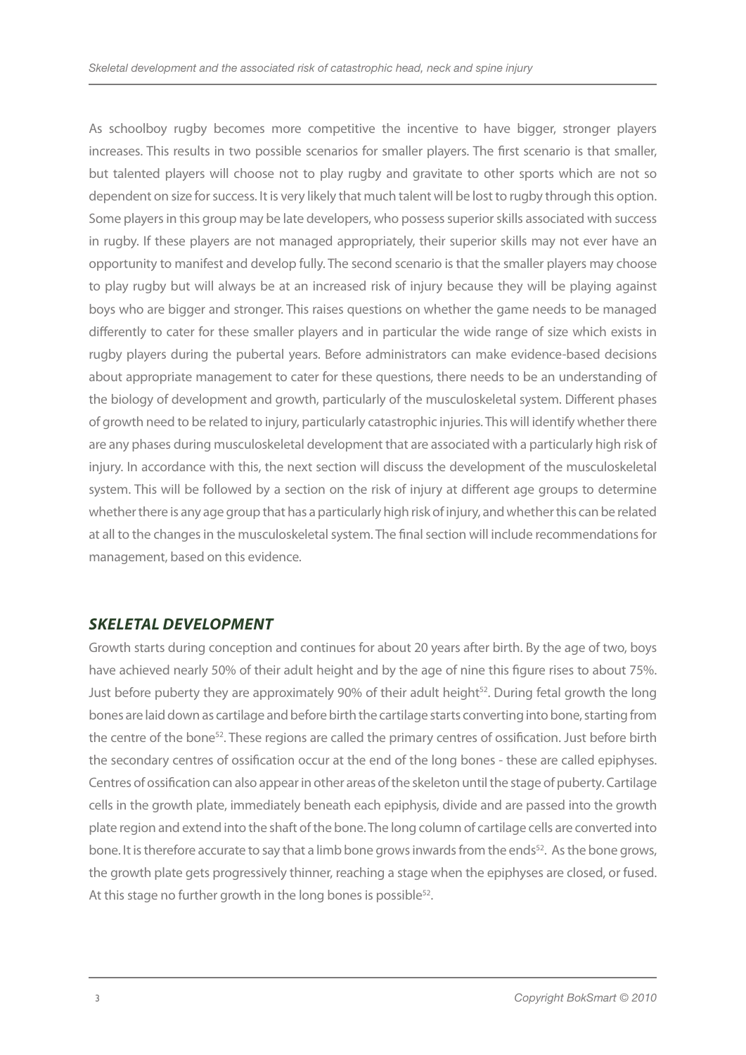As schoolboy rugby becomes more competitive the incentive to have bigger, stronger players increases. This results in two possible scenarios for smaller players. The first scenario is that smaller, but talented players will choose not to play rugby and gravitate to other sports which are not so dependent on size for success. It is very likely that much talent will be lost to rugby through this option. Some players in this group may be late developers, who possess superior skills associated with success in rugby. If these players are not managed appropriately, their superior skills may not ever have an opportunity to manifest and develop fully. The second scenario is that the smaller players may choose to play rugby but will always be at an increased risk of injury because they will be playing against boys who are bigger and stronger. This raises questions on whether the game needs to be managed differently to cater for these smaller players and in particular the wide range of size which exists in rugby players during the pubertal years. Before administrators can make evidence-based decisions about appropriate management to cater for these questions, there needs to be an understanding of the biology of development and growth, particularly of the musculoskeletal system. Different phases of growth need to be related to injury, particularly catastrophic injuries. This will identify whether there are any phases during musculoskeletal development that are associated with a particularly high risk of injury. In accordance with this, the next section will discuss the development of the musculoskeletal system. This will be followed by a section on the risk of injury at different age groups to determine whether there is any age group that has a particularly high risk of injury, and whether this can be related at all to the changes in the musculoskeletal system. The final section will include recommendations for management, based on this evidence.

## *SKELETAL DEVELOPMENT*

Growth starts during conception and continues for about 20 years after birth. By the age of two, boys have achieved nearly 50% of their adult height and by the age of nine this figure rises to about 75%. Just before puberty they are approximately 90% of their adult height[52]. During fetal growth the long bones are laid down as cartilage and before birth the cartilage starts converting into bone, starting from the centre of the bone[52]. These regions are called the primary centres of ossification. Just before birth the secondary centres of ossification occur at the end of the long bones - these are called epiphyses. Centres of ossification can also appear in other areas of the skeleton until the stage of puberty. Cartilage cells in the growth plate, immediately beneath each epiphysis, divide and are passed into the growth plate region and extend into the shaft of the bone. The long column of cartilage cells are converted into bone. It is therefore accurate to say that a limb bone grows inwards from the ends[52]. As the bone grows, the growth plate gets progressively thinner, reaching a stage when the epiphyses are closed, or fused. At this stage no further growth in the long bones is possible[52].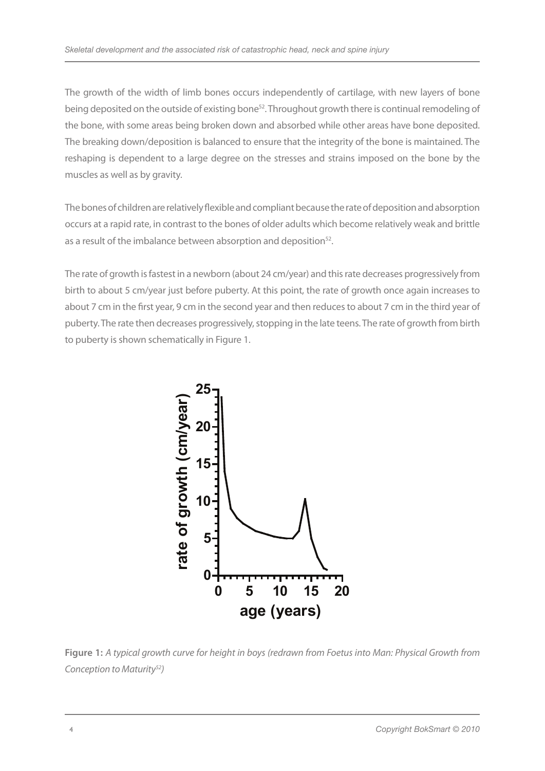The growth of the width of limb bones occurs independently of cartilage, with new layers of bone being deposited on the outside of existing bone[52]. Throughout growth there is continual remodeling of the bone, with some areas being broken down and absorbed while other areas have bone deposited. The breaking down/deposition is balanced to ensure that the integrity of the bone is maintained. The reshaping is dependent to a large degree on the stresses and strains imposed on the bone by the muscles as well as by gravity.

The bones of children are relatively flexible and compliant because the rate of deposition and absorption occurs at a rapid rate, in contrast to the bones of older adults which become relatively weak and brittle as a result of the imbalance between absorption and deposition[52].

The rate of growth is fastest in a newborn (about 24 cm/year) and this rate decreases progressively from birth to about 5 cm/year just before puberty. At this point, the rate of growth once again increases to about 7 cm in the first year, 9 cm in the second year and then reduces to about 7 cm in the third year of puberty. The rate then decreases progressively, stopping in the late teens. The rate of growth from birth to puberty is shown schematically in Figure 1.

**Figure 1:** *A typical growth curve for height in boys (redrawn from Foetus into Man: Physical Growth from Conception to Maturity[52])*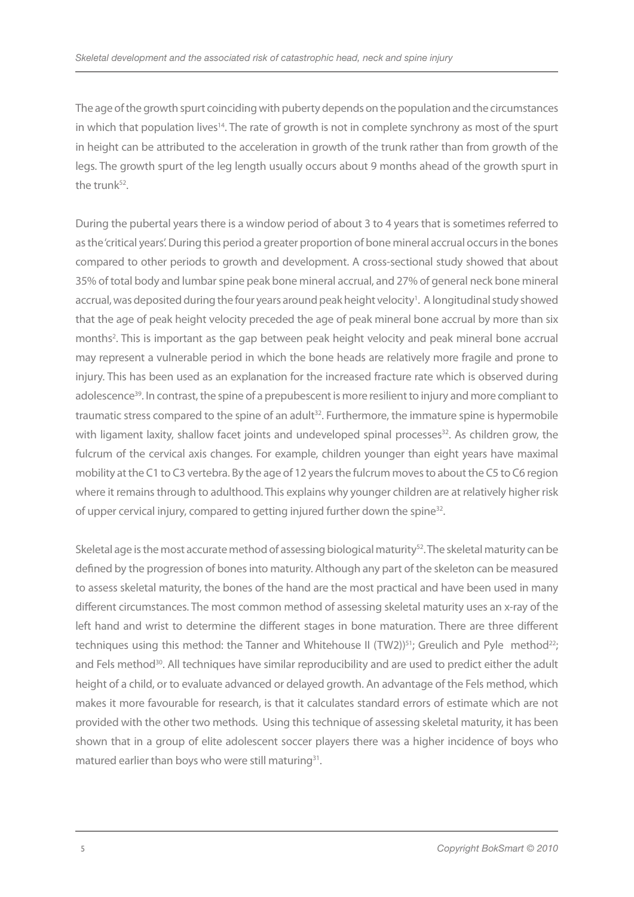The age of the growth spurt coinciding with puberty depends on the population and the circumstances in which that population lives[14]. The rate of growth is not in complete synchrony as most of the spurt in height can be attributed to the acceleration in growth of the trunk rather than from growth of the legs. The growth spurt of the leg length usually occurs about 9 months ahead of the growth spurt in the trunk[52].

During the pubertal years there is a window period of about 3 to 4 years that is sometimes referred to as the 'critical years'. During this period a greater proportion of bone mineral accrual occurs in the bones compared to other periods to growth and development. A cross-sectional study showed that about 35% of total body and lumbar spine peak bone mineral accrual, and 27% of general neck bone mineral accrual, was deposited during the four years around peak height velocity[1]. A longitudinal study showed that the age of peak height velocity preceded the age of peak mineral bone accrual by more than six months[2]. This is important as the gap between peak height velocity and peak mineral bone accrual may represent a vulnerable period in which the bone heads are relatively more fragile and prone to injury. This has been used as an explanation for the increased fracture rate which is observed during adolescence[39]. In contrast, the spine of a prepubescent is more resilient to injury and more compliant to traumatic stress compared to the spine of an adult[32]. Furthermore, the immature spine is hypermobile with ligament laxity, shallow facet joints and undeveloped spinal processes[32]. As children grow, the fulcrum of the cervical axis changes. For example, children younger than eight years have maximal mobility at the C1 to C3 vertebra. By the age of 12 years the fulcrum moves to about the C5 to C6 region where it remains through to adulthood. This explains why younger children are at relatively higher risk of upper cervical injury, compared to getting injured further down the spine[32].

Skeletal age is the most accurate method of assessing biological maturity[52]. The skeletal maturity can be defined by the progression of bones into maturity. Although any part of the skeleton can be measured to assess skeletal maturity, the bones of the hand are the most practical and have been used in many different circumstances. The most common method of assessing skeletal maturity uses an x-ray of the left hand and wrist to determine the different stages in bone maturation. There are three different techniques using this method: the Tanner and Whitehouse II (TW2))[51]; Greulich and Pyle method[22]; and Fels method[30]. All techniques have similar reproducibility and are used to predict either the adult height of a child, or to evaluate advanced or delayed growth. An advantage of the Fels method, which makes it more favourable for research, is that it calculates standard errors of estimate which are not provided with the other two methods. Using this technique of assessing skeletal maturity, it has been shown that in a group of elite adolescent soccer players there was a higher incidence of boys who matured earlier than boys who were still maturing[31].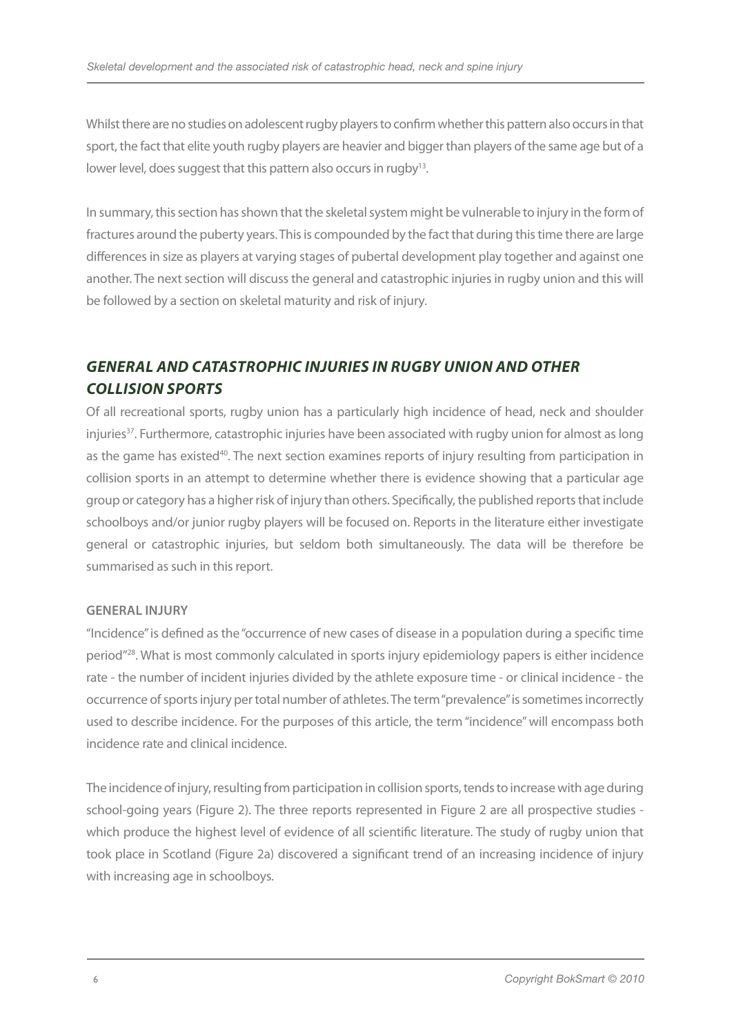Whilst there are no studies on adolescent rugby players to confirm whether this pattern also occurs in that sport, the fact that elite youth rugby players are heavier and bigger than players of the same age but of a lower level, does suggest that this pattern also occurs in rugby[13].

In summary, this section has shown that the skeletal system might be vulnerable to injury in the form of fractures around the puberty years. This is compounded by the fact that during this time there are large differences in size as players at varying stages of pubertal development play together and against one another. The next section will discuss the general and catastrophic injuries in rugby union and this will be followed by a section on skeletal maturity and risk of injury.

## *GENERAL AND CATASTROPHIC INJURIES IN RUGBY UNION AND OTHER COLLISION SPORTS*

Of all recreational sports, rugby union has a particularly high incidence of head, neck and shoulder injuries[37]. Furthermore, catastrophic injuries have been associated with rugby union for almost as long as the game has existed[40]. The next section examines reports of injury resulting from participation in collision sports in an attempt to determine whether there is evidence showing that a particular age group or category has a higher risk of injury than others. Specifically, the published reports that include schoolboys and/or junior rugby players will be focused on. Reports in the literature either investigate general or catastrophic injuries, but seldom both simultaneously. The data will be therefore be summarised as such in this report.

### GENERAL INJURY

"Incidence" is defined as the "occurrence of new cases of disease in a population during a specific time period"[28]. What is most commonly calculated in sports injury epidemiology papers is either incidence rate - the number of incident injuries divided by the athlete exposure time - or clinical incidence - the occurrence of sports injury per total number of athletes. The term "prevalence" is sometimes incorrectly used to describe incidence. For the purposes of this article, the term "incidence" will encompass both incidence rate and clinical incidence.

The incidence of injury, resulting from participation in collision sports, tends to increase with age during school-going years (Figure 2). The three reports represented in Figure 2 are all prospective studies - which produce the highest level of evidence of all scientific literature. The study of rugby union that took place in Scotland (Figure 2a) discovered a significant trend of an increasing incidence of injury with increasing age in schoolboys.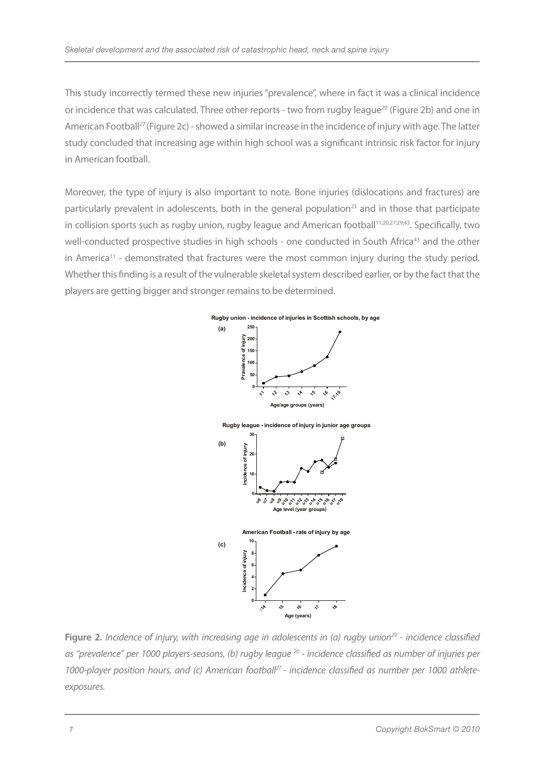This study incorrectly termed these new injuries "prevalence", where in fact it was a clinical incidence or incidence that was calculated. Three other reports - two from rugby league[20] (Figure 2b) and one in American Football[27] (Figure 2c) - showed a similar increase in the incidence of injury with age. The latter study concluded that increasing age within high school was a significant intrinsic risk factor for injury in American football.

Moreover, the type of injury is also important to note. Bone injuries (dislocations and fractures) are particularly prevalent in adolescents, both in the general population[23] and in those that participate in collision sports such as rugby union, rugby league and American football[11;20;27;29;43]. Specifically, two well-conducted prospective studies in high schools - one conducted in South Africa[43] and the other in America[11] - demonstrated that fractures were the most common injury during the study period. Whether this finding is a result of the vulnerable skeletal system described earlier, or by the fact that the players are getting bigger and stronger remains to be determined.

**Figure 2.** *Incidence of injury, with increasing age in adolescents in (a) rugby union[29] - incidence classified as "prevalence" per 1000 players-seasons, (b) rugby league [20] - incidence classified as number of injuries per 1000-player position hours, and (c) American football[27] - incidence classified as number per 1000 athlete-exposures.*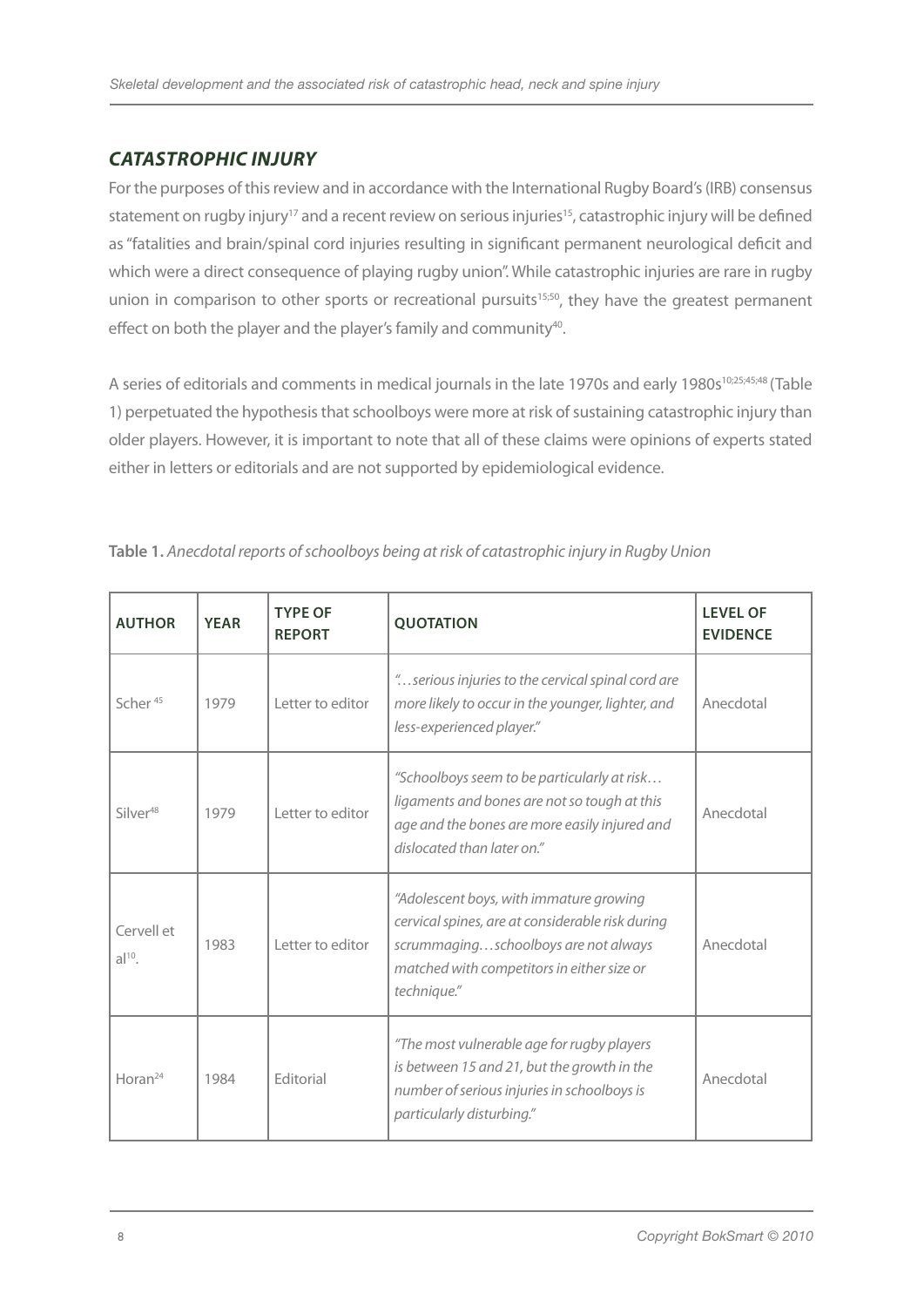## *CATASTROPHIC INJURY*

For the purposes of this review and in accordance with the International Rugby Board's (IRB) consensus statement on rugby injury[17] and a recent review on serious injuries[15], catastrophic injury will be defined as "fatalities and brain/spinal cord injuries resulting in significant permanent neurological deficit and which were a direct consequence of playing rugby union". While catastrophic injuries are rare in rugby union in comparison to other sports or recreational pursuits[15;50], they have the greatest permanent effect on both the player and the player's family and community[40].

A series of editorials and comments in medical journals in the late 1970s and early 1980s[10;25;45;48] (Table 1) perpetuated the hypothesis that schoolboys were more at risk of sustaining catastrophic injury than older players. However, it is important to note that all of these claims were opinions of experts stated either in letters or editorials and are not supported by epidemiological evidence.

**Table 1.** *Anecdotal reports of schoolboys being at risk of catastrophic injury in Rugby Union*

| AUTHOR | YEAR | TYPE OF REPORT | QUOTATION | LEVEL OF EVIDENCE |
|---|---|---|---|---|
| Scher[45] | 1979 | Letter to editor | *"…serious injuries to the cervical spinal cord are more likely to occur in the younger, lighter, and less-experienced player."* | Anecdotal |
| Silver[48] | 1979 | Letter to editor | *"Schoolboys seem to be particularly at risk… ligaments and bones are not so tough at this age and the bones are more easily injured and dislocated than later on."* | Anecdotal |
| Cervell et al[10]. | 1983 | Letter to editor | *"Adolescent boys, with immature growing cervical spines, are at considerable risk during scrummaging…schoolboys are not always matched with competitors in either size or technique."* | Anecdotal |
| Horan[24] | 1984 | Editorial | *"The most vulnerable age for rugby players is between 15 and 21, but the growth in the number of serious injuries in schoolboys is particularly disturbing."* | Anecdotal |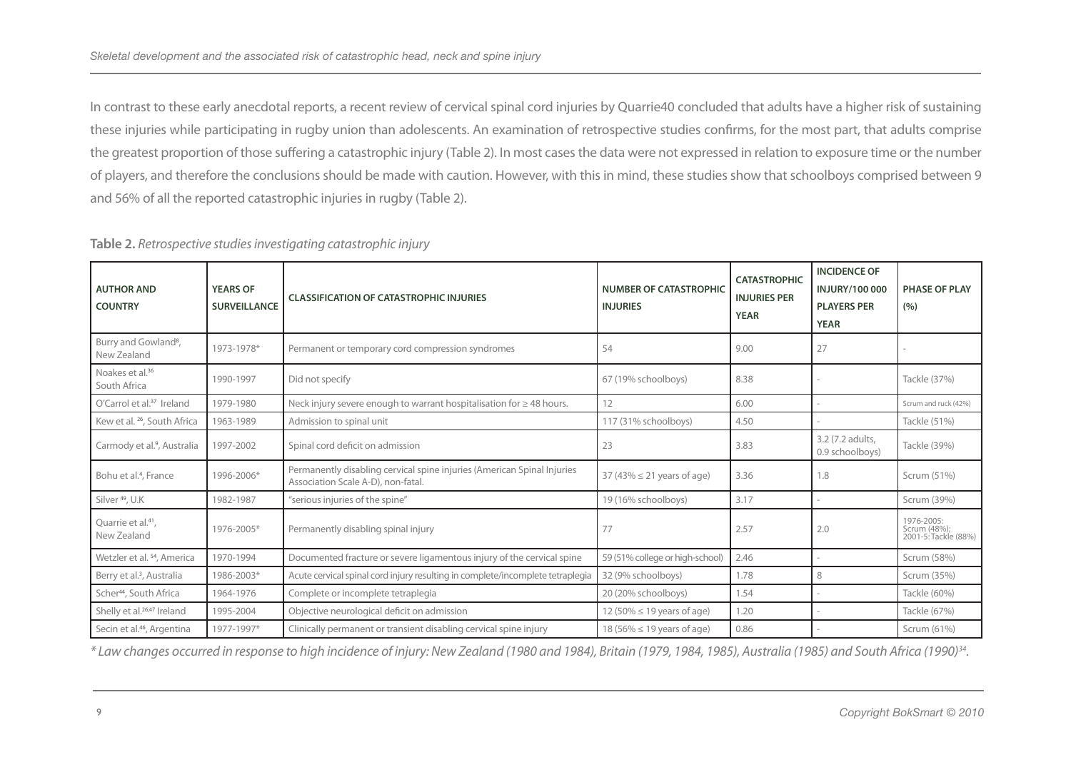In contrast to these early anecdotal reports, a recent review of cervical spinal cord injuries by Quarrie40 concluded that adults have a higher risk of sustaining these injuries while participating in rugby union than adolescents. An examination of retrospective studies confirms, for the most part, that adults comprise the greatest proportion of those suffering a catastrophic injury (Table 2). In most cases the data were not expressed in relation to exposure time or the number of players, and therefore the conclusions should be made with caution. However, with this in mind, these studies show that schoolboys comprised between 9 and 56% of all the reported catastrophic injuries in rugby (Table 2).

**Table 2.** *Retrospective studies investigating catastrophic injury*

| AUTHOR AND COUNTRY | YEARS OF SURVEILLANCE | CLASSIFICATION OF CATASTROPHIC INJURIES | NUMBER OF CATASTROPHIC INJURIES | CATASTROPHIC INJURIES PER YEAR | INCIDENCE OF INJURY/100 000 PLAYERS PER YEAR | PHASE OF PLAY (%) |
|---|---|---|---|---|---|---|
| Burry and Gowland[8], New Zealand | 1973-1978* | Permanent or temporary cord compression syndromes | 54 | 9.00 | 27 | - |
| Noakes et al.[36] South Africa | 1990-1997 | Did not specify | 67 (19% schoolboys) | 8.38 | - | Tackle (37%) |
| O'Carrol et al.[37] Ireland | 1979-1980 | Neck injury severe enough to warrant hospitalisation for ≥ 48 hours. | 12 | 6.00 | - | Scrum and ruck (42%) |
| Kew et al. [26], South Africa | 1963-1989 | Admission to spinal unit | 117 (31% schoolboys) | 4.50 | - | Tackle (51%) |
| Carmody et al.[9], Australia | 1997-2002 | Spinal cord deficit on admission | 23 | 3.83 | 3.2 (7.2 adults, 0.9 schoolboys) | Tackle (39%) |
| Bohu et al.[4], France | 1996-2006* | Permanently disabling cervical spine injuries (American Spinal Injuries Association Scale A-D), non-fatal. | 37 (43% ≤ 21 years of age) | 3.36 | 1.8 | Scrum (51%) |
| Silver [49], U.K | 1982-1987 | "serious injuries of the spine" | 19 (16% schoolboys) | 3.17 | - | Scrum (39%) |
| Quarrie et al.[41], New Zealand | 1976-2005* | Permanently disabling spinal injury | 77 | 2.57 | 2.0 | 1976-2005: Scrum (48%); 2001-5: Tackle (88%) |
| Wetzler et al. [54], America | 1970-1994 | Documented fracture or severe ligamentous injury of the cervical spine | 59 (51% college or high-school) | 2.46 | - | Scrum (58%) |
| Berry et al.[3], Australia | 1986-2003* | Acute cervical spinal cord injury resulting in complete/incomplete tetraplegia | 32 (9% schoolboys) | 1.78 | 8 | Scrum (35%) |
| Scher[44], South Africa | 1964-1976 | Complete or incomplete tetraplegia | 20 (20% schoolboys) | 1.54 | - | Tackle (60%) |
| Shelly et al.[26;47] Ireland | 1995-2004 | Objective neurological deficit on admission | 12 (50% ≤ 19 years of age) | 1.20 | - | Tackle (67%) |
| Secin et al.[46], Argentina | 1977-1997* | Clinically permanent or transient disabling cervical spine injury | 18 (56% ≤ 19 years of age) | 0.86 | - | Scrum (61%) |

*\* Law changes occurred in response to high incidence of injury: New Zealand (1980 and 1984), Britain (1979, 1984, 1985), Australia (1985) and South Africa (1990)[34].*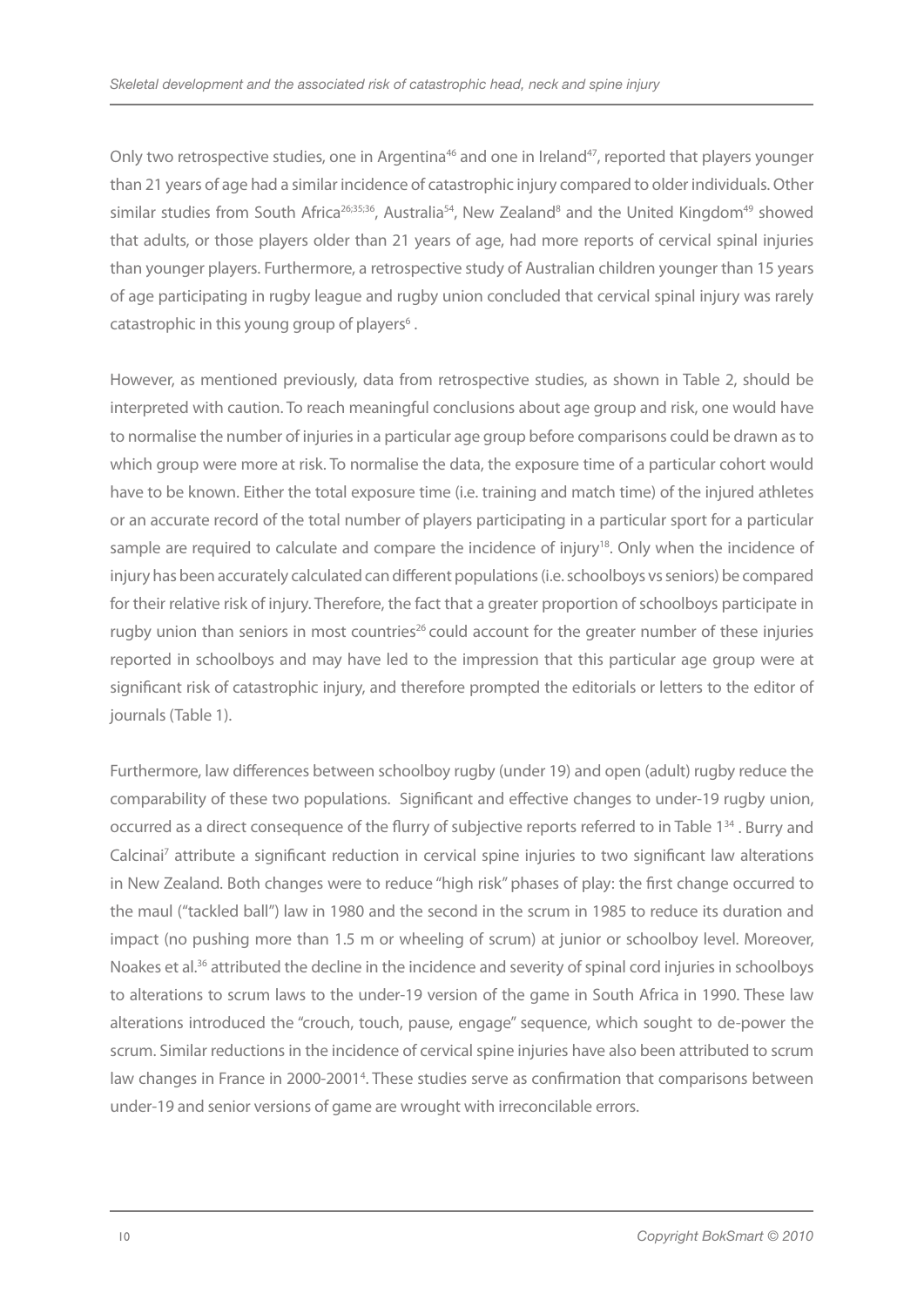Only two retrospective studies, one in Argentina[46] and one in Ireland[47], reported that players younger than 21 years of age had a similar incidence of catastrophic injury compared to older individuals. Other similar studies from South Africa[26;35;36], Australia[54], New Zealand[8] and the United Kingdom[49] showed that adults, or those players older than 21 years of age, had more reports of cervical spinal injuries than younger players. Furthermore, a retrospective study of Australian children younger than 15 years of age participating in rugby league and rugby union concluded that cervical spinal injury was rarely catastrophic in this young group of players[6] .

However, as mentioned previously, data from retrospective studies, as shown in Table 2, should be interpreted with caution. To reach meaningful conclusions about age group and risk, one would have to normalise the number of injuries in a particular age group before comparisons could be drawn as to which group were more at risk. To normalise the data, the exposure time of a particular cohort would have to be known. Either the total exposure time (i.e. training and match time) of the injured athletes or an accurate record of the total number of players participating in a particular sport for a particular sample are required to calculate and compare the incidence of injury[18]. Only when the incidence of injury has been accurately calculated can different populations (i.e. schoolboys vs seniors) be compared for their relative risk of injury. Therefore, the fact that a greater proportion of schoolboys participate in rugby union than seniors in most countries[26] could account for the greater number of these injuries reported in schoolboys and may have led to the impression that this particular age group were at significant risk of catastrophic injury, and therefore prompted the editorials or letters to the editor of journals (Table 1).

Furthermore, law differences between schoolboy rugby (under 19) and open (adult) rugby reduce the comparability of these two populations. Significant and effective changes to under-19 rugby union, occurred as a direct consequence of the flurry of subjective reports referred to in Table 1[34] . Burry and Calcinai[7] attribute a significant reduction in cervical spine injuries to two significant law alterations in New Zealand. Both changes were to reduce "high risk" phases of play: the first change occurred to the maul ("tackled ball") law in 1980 and the second in the scrum in 1985 to reduce its duration and impact (no pushing more than 1.5 m or wheeling of scrum) at junior or schoolboy level. Moreover, Noakes et al.[36] attributed the decline in the incidence and severity of spinal cord injuries in schoolboys to alterations to scrum laws to the under-19 version of the game in South Africa in 1990. These law alterations introduced the "crouch, touch, pause, engage" sequence, which sought to de-power the scrum. Similar reductions in the incidence of cervical spine injuries have also been attributed to scrum law changes in France in 2000-2001[4]. These studies serve as confirmation that comparisons between under-19 and senior versions of game are wrought with irreconcilable errors.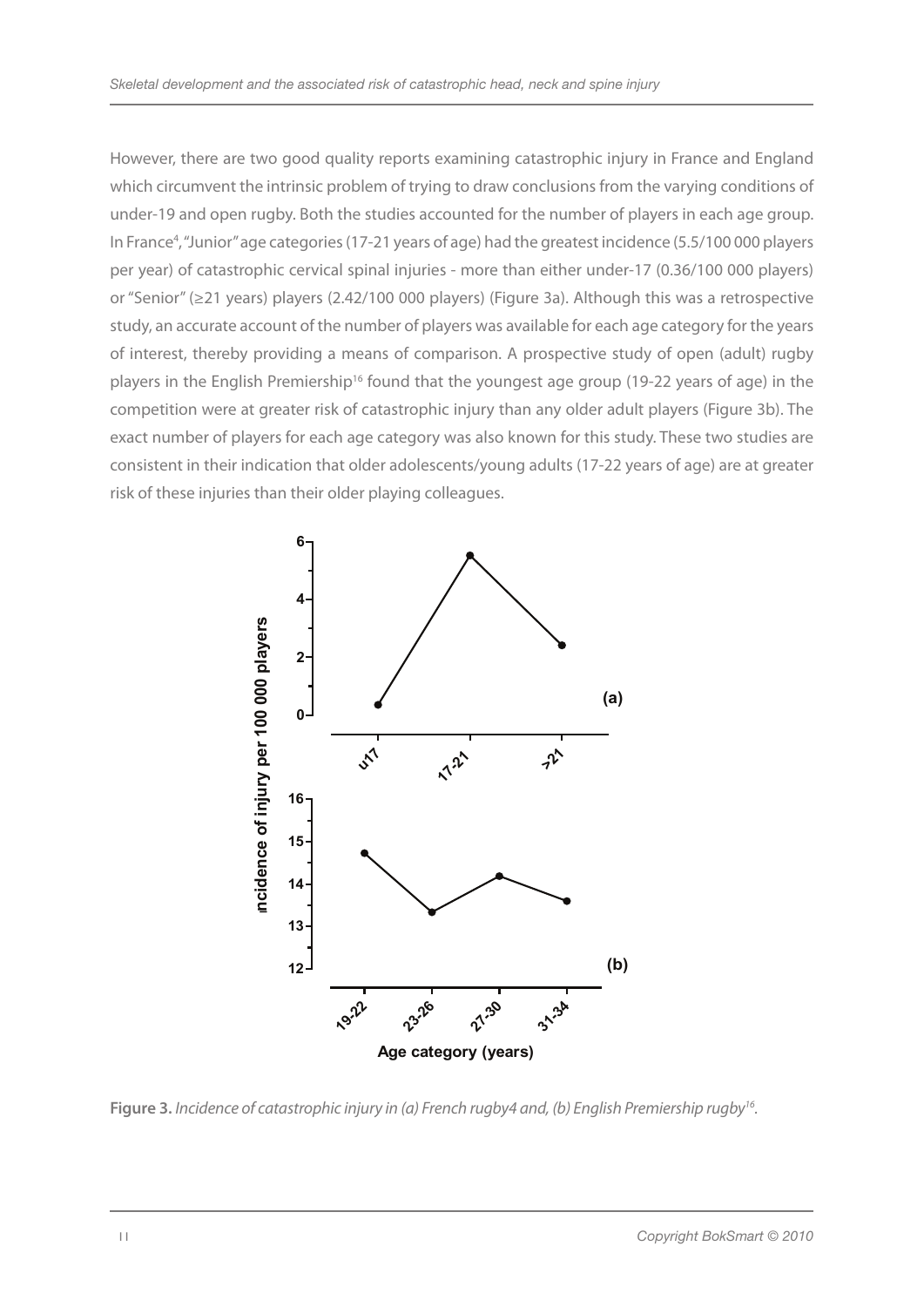However, there are two good quality reports examining catastrophic injury in France and England which circumvent the intrinsic problem of trying to draw conclusions from the varying conditions of under-19 and open rugby. Both the studies accounted for the number of players in each age group. In France[4], "Junior" age categories (17-21 years of age) had the greatest incidence (5.5/100 000 players per year) of catastrophic cervical spinal injuries - more than either under-17 (0.36/100 000 players) or "Senior" (≥21 years) players (2.42/100 000 players) (Figure 3a). Although this was a retrospective study, an accurate account of the number of players was available for each age category for the years of interest, thereby providing a means of comparison. A prospective study of open (adult) rugby players in the English Premiership[16] found that the youngest age group (19-22 years of age) in the competition were at greater risk of catastrophic injury than any older adult players (Figure 3b). The exact number of players for each age category was also known for this study. These two studies are consistent in their indication that older adolescents/young adults (17-22 years of age) are at greater risk of these injuries than their older playing colleagues.

**Figure 3.** *Incidence of catastrophic injury in (a) French rugby4 and, (b) English Premiership rugby[16].*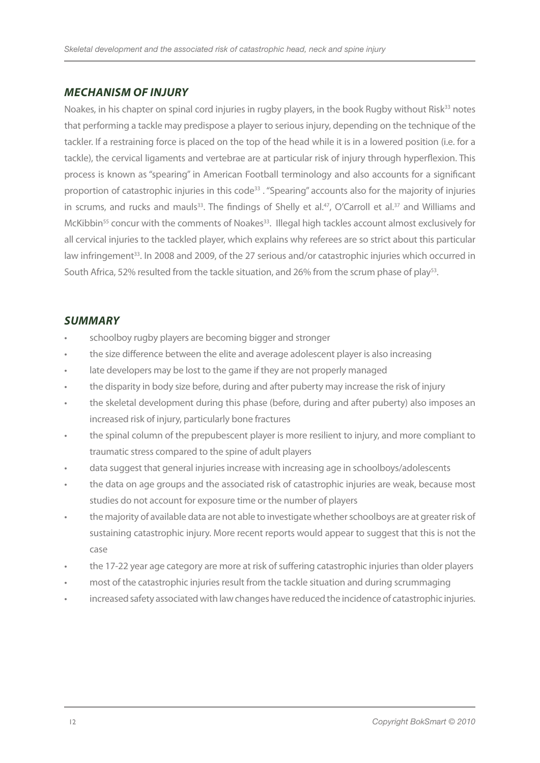## *MECHANISM OF INJURY*

Noakes, in his chapter on spinal cord injuries in rugby players, in the book Rugby without Risk[33] notes that performing a tackle may predispose a player to serious injury, depending on the technique of the tackler. If a restraining force is placed on the top of the head while it is in a lowered position (i.e. for a tackle), the cervical ligaments and vertebrae are at particular risk of injury through hyperflexion. This process is known as "spearing" in American Football terminology and also accounts for a significant proportion of catastrophic injuries in this code[33] . "Spearing" accounts also for the majority of injuries in scrums, and rucks and mauls[33]. The findings of Shelly et al.[47], O'Carroll et al.[37] and Williams and McKibbin[55] concur with the comments of Noakes[33]. Illegal high tackles account almost exclusively for all cervical injuries to the tackled player, which explains why referees are so strict about this particular law infringement[33]. In 2008 and 2009, of the 27 serious and/or catastrophic injuries which occurred in South Africa, 52% resulted from the tackle situation, and 26% from the scrum phase of play[53].

## *SUMMARY*

- schoolboy rugby players are becoming bigger and stronger
- the size difference between the elite and average adolescent player is also increasing
- late developers may be lost to the game if they are not properly managed
- the disparity in body size before, during and after puberty may increase the risk of injury
- the skeletal development during this phase (before, during and after puberty) also imposes an increased risk of injury, particularly bone fractures
- the spinal column of the prepubescent player is more resilient to injury, and more compliant to traumatic stress compared to the spine of adult players
- data suggest that general injuries increase with increasing age in schoolboys/adolescents
- the data on age groups and the associated risk of catastrophic injuries are weak, because most studies do not account for exposure time or the number of players
- the majority of available data are not able to investigate whether schoolboys are at greater risk of sustaining catastrophic injury. More recent reports would appear to suggest that this is not the case
- the 17-22 year age category are more at risk of suffering catastrophic injuries than older players
- most of the catastrophic injuries result from the tackle situation and during scrummaging
- increased safety associated with law changes have reduced the incidence of catastrophic injuries.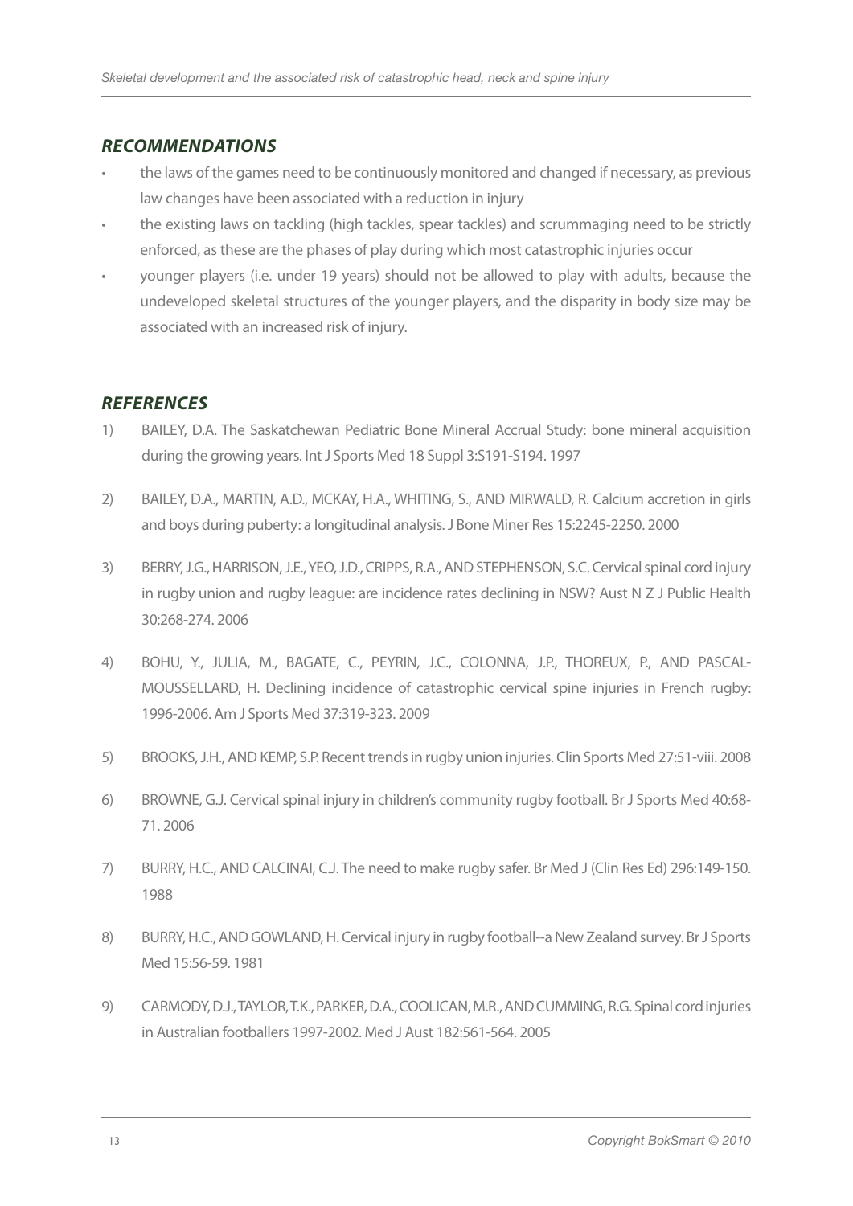## *RECOMMENDATIONS*

- the laws of the games need to be continuously monitored and changed if necessary, as previous law changes have been associated with a reduction in injury
- the existing laws on tackling (high tackles, spear tackles) and scrummaging need to be strictly enforced, as these are the phases of play during which most catastrophic injuries occur
- younger players (i.e. under 19 years) should not be allowed to play with adults, because the undeveloped skeletal structures of the younger players, and the disparity in body size may be associated with an increased risk of injury.

## *REFERENCES*

1) BAILEY, D.A. The Saskatchewan Pediatric Bone Mineral Accrual Study: bone mineral acquisition during the growing years. Int J Sports Med 18 Suppl 3:S191-S194. 1997

2) BAILEY, D.A., MARTIN, A.D., MCKAY, H.A., WHITING, S., AND MIRWALD, R. Calcium accretion in girls and boys during puberty: a longitudinal analysis. J Bone Miner Res 15:2245-2250. 2000

3) BERRY, J.G., HARRISON, J.E., YEO, J.D., CRIPPS, R.A., AND STEPHENSON, S.C. Cervical spinal cord injury in rugby union and rugby league: are incidence rates declining in NSW? Aust N Z J Public Health 30:268-274. 2006

4) BOHU, Y., JULIA, M., BAGATE, C., PEYRIN, J.C., COLONNA, J.P., THOREUX, P., AND PASCAL-MOUSSELLARD, H. Declining incidence of catastrophic cervical spine injuries in French rugby: 1996-2006. Am J Sports Med 37:319-323. 2009

5) BROOKS, J.H., AND KEMP, S.P. Recent trends in rugby union injuries. Clin Sports Med 27:51-viii. 2008

6) BROWNE, G.J. Cervical spinal injury in children's community rugby football. Br J Sports Med 40:68-71. 2006

7) BURRY, H.C., AND CALCINAI, C.J. The need to make rugby safer. Br Med J (Clin Res Ed) 296:149-150. 1988

8) BURRY, H.C., AND GOWLAND, H. Cervical injury in rugby football--a New Zealand survey. Br J Sports Med 15:56-59. 1981

9) CARMODY, D.J., TAYLOR, T.K., PARKER, D.A., COOLICAN, M.R., AND CUMMING, R.G. Spinal cord injuries in Australian footballers 1997-2002. Med J Aust 182:561-564. 2005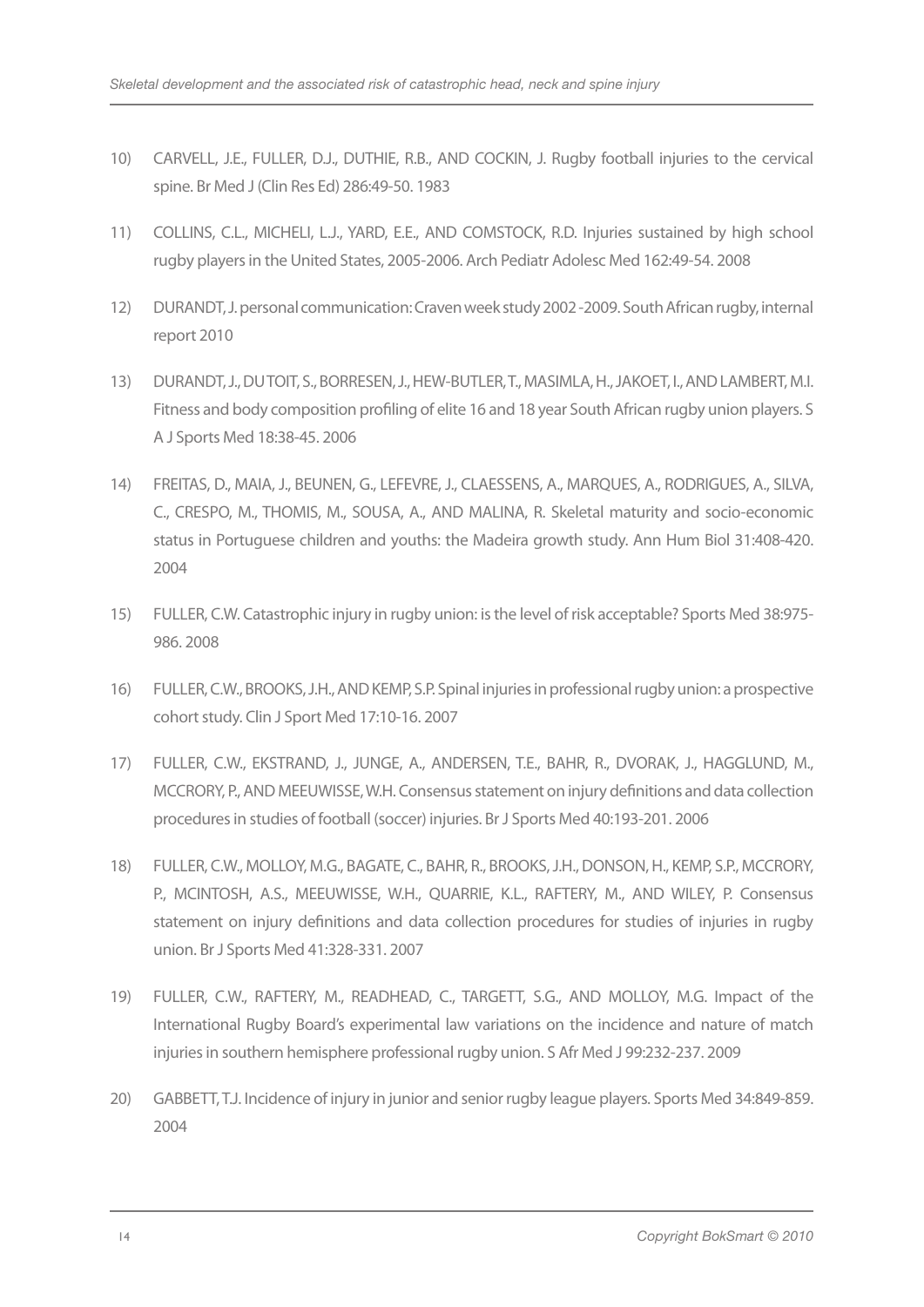10) CARVELL, J.E., FULLER, D.J., DUTHIE, R.B., AND COCKIN, J. Rugby football injuries to the cervical spine. Br Med J (Clin Res Ed) 286:49-50. 1983

11) COLLINS, C.L., MICHELI, L.J., YARD, E.E., AND COMSTOCK, R.D. Injuries sustained by high school rugby players in the United States, 2005-2006. Arch Pediatr Adolesc Med 162:49-54. 2008

12) DURANDT, J. personal communication: Craven week study 2002 -2009. South African rugby, internal report 2010

13) DURANDT, J., DU TOIT, S., BORRESEN, J., HEW-BUTLER, T., MASIMLA, H., JAKOET, I., AND LAMBERT, M.I. Fitness and body composition profiling of elite 16 and 18 year South African rugby union players. S A J Sports Med 18:38-45. 2006

14) FREITAS, D., MAIA, J., BEUNEN, G., LEFEVRE, J., CLAESSENS, A., MARQUES, A., RODRIGUES, A., SILVA, C., CRESPO, M., THOMIS, M., SOUSA, A., AND MALINA, R. Skeletal maturity and socio-economic status in Portuguese children and youths: the Madeira growth study. Ann Hum Biol 31:408-420. 2004

15) FULLER, C.W. Catastrophic injury in rugby union: is the level of risk acceptable? Sports Med 38:975-986. 2008

16) FULLER, C.W., BROOKS, J.H., AND KEMP, S.P. Spinal injuries in professional rugby union: a prospective cohort study. Clin J Sport Med 17:10-16. 2007

17) FULLER, C.W., EKSTRAND, J., JUNGE, A., ANDERSEN, T.E., BAHR, R., DVORAK, J., HAGGLUND, M., MCCRORY, P., AND MEEUWISSE, W.H. Consensus statement on injury definitions and data collection procedures in studies of football (soccer) injuries. Br J Sports Med 40:193-201. 2006

18) FULLER, C.W., MOLLOY, M.G., BAGATE, C., BAHR, R., BROOKS, J.H., DONSON, H., KEMP, S.P., MCCRORY, P., MCINTOSH, A.S., MEEUWISSE, W.H., QUARRIE, K.L., RAFTERY, M., AND WILEY, P. Consensus statement on injury definitions and data collection procedures for studies of injuries in rugby union. Br J Sports Med 41:328-331. 2007

19) FULLER, C.W., RAFTERY, M., READHEAD, C., TARGETT, S.G., AND MOLLOY, M.G. Impact of the International Rugby Board's experimental law variations on the incidence and nature of match injuries in southern hemisphere professional rugby union. S Afr Med J 99:232-237. 2009

20) GABBETT, T.J. Incidence of injury in junior and senior rugby league players. Sports Med 34:849-859. 2004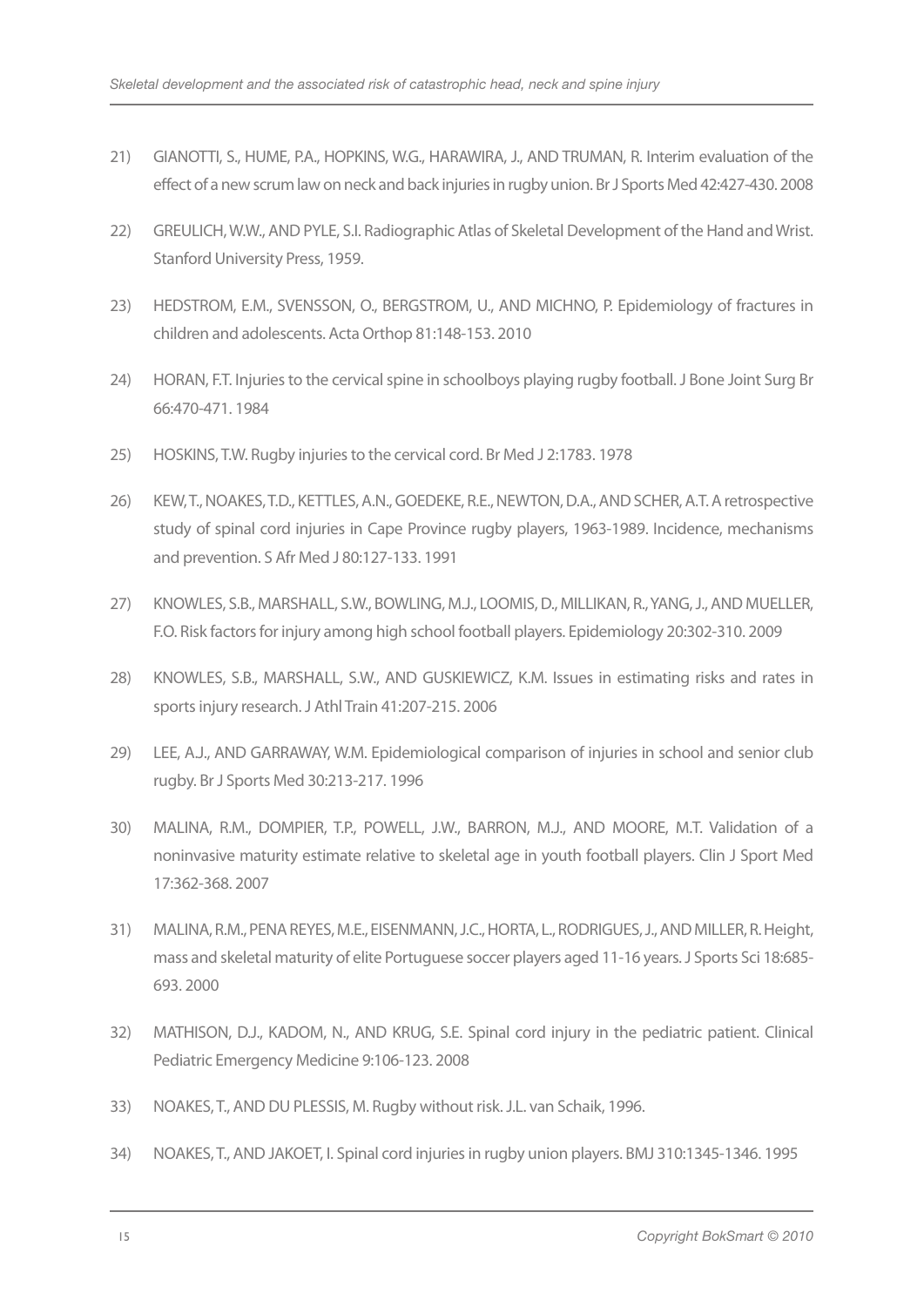21) GIANOTTI, S., HUME, P.A., HOPKINS, W.G., HARAWIRA, J., AND TRUMAN, R. Interim evaluation of the effect of a new scrum law on neck and back injuries in rugby union. Br J Sports Med 42:427-430. 2008

22) GREULICH, W.W., AND PYLE, S.I. Radiographic Atlas of Skeletal Development of the Hand and Wrist. Stanford University Press, 1959.

23) HEDSTROM, E.M., SVENSSON, O., BERGSTROM, U., AND MICHNO, P. Epidemiology of fractures in children and adolescents. Acta Orthop 81:148-153. 2010

24) HORAN, F.T. Injuries to the cervical spine in schoolboys playing rugby football. J Bone Joint Surg Br 66:470-471. 1984

25) HOSKINS, T.W. Rugby injuries to the cervical cord. Br Med J 2:1783. 1978

26) KEW, T., NOAKES, T.D., KETTLES, A.N., GOEDEKE, R.E., NEWTON, D.A., AND SCHER, A.T. A retrospective study of spinal cord injuries in Cape Province rugby players, 1963-1989. Incidence, mechanisms and prevention. S Afr Med J 80:127-133. 1991

27) KNOWLES, S.B., MARSHALL, S.W., BOWLING, M.J., LOOMIS, D., MILLIKAN, R., YANG, J., AND MUELLER, F.O. Risk factors for injury among high school football players. Epidemiology 20:302-310. 2009

28) KNOWLES, S.B., MARSHALL, S.W., AND GUSKIEWICZ, K.M. Issues in estimating risks and rates in sports injury research. J Athl Train 41:207-215. 2006

29) LEE, A.J., AND GARRAWAY, W.M. Epidemiological comparison of injuries in school and senior club rugby. Br J Sports Med 30:213-217. 1996

30) MALINA, R.M., DOMPIER, T.P., POWELL, J.W., BARRON, M.J., AND MOORE, M.T. Validation of a noninvasive maturity estimate relative to skeletal age in youth football players. Clin J Sport Med 17:362-368. 2007

31) MALINA, R.M., PENA REYES, M.E., EISENMANN, J.C., HORTA, L., RODRIGUES, J., AND MILLER, R. Height, mass and skeletal maturity of elite Portuguese soccer players aged 11-16 years. J Sports Sci 18:685-693. 2000

32) MATHISON, D.J., KADOM, N., AND KRUG, S.E. Spinal cord injury in the pediatric patient. Clinical Pediatric Emergency Medicine 9:106-123. 2008

33) NOAKES, T., AND DU PLESSIS, M. Rugby without risk. J.L. van Schaik, 1996.

34) NOAKES, T., AND JAKOET, I. Spinal cord injuries in rugby union players. BMJ 310:1345-1346. 1995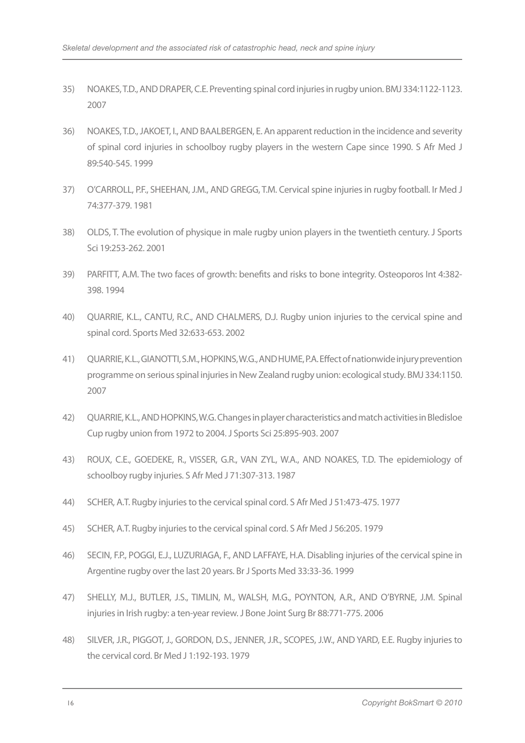35) NOAKES, T.D., AND DRAPER, C.E. Preventing spinal cord injuries in rugby union. BMJ 334:1122-1123. 2007

36) NOAKES, T.D., JAKOET, I., AND BAALBERGEN, E. An apparent reduction in the incidence and severity of spinal cord injuries in schoolboy rugby players in the western Cape since 1990. S Afr Med J 89:540-545. 1999

37) O'CARROLL, P.F., SHEEHAN, J.M., AND GREGG, T.M. Cervical spine injuries in rugby football. Ir Med J 74:377-379. 1981

38) OLDS, T. The evolution of physique in male rugby union players in the twentieth century. J Sports Sci 19:253-262. 2001

39) PARFITT, A.M. The two faces of growth: benefits and risks to bone integrity. Osteoporos Int 4:382-398. 1994

40) QUARRIE, K.L., CANTU, R.C., AND CHALMERS, D.J. Rugby union injuries to the cervical spine and spinal cord. Sports Med 32:633-653. 2002

41) QUARRIE, K.L., GIANOTTI, S.M., HOPKINS, W.G., AND HUME, P.A. Effect of nationwide injury prevention programme on serious spinal injuries in New Zealand rugby union: ecological study. BMJ 334:1150. 2007

42) QUARRIE, K.L., AND HOPKINS, W.G. Changes in player characteristics and match activities in Bledisloe Cup rugby union from 1972 to 2004. J Sports Sci 25:895-903. 2007

43) ROUX, C.E., GOEDEKE, R., VISSER, G.R., VAN ZYL, W.A., AND NOAKES, T.D. The epidemiology of schoolboy rugby injuries. S Afr Med J 71:307-313. 1987

44) SCHER, A.T. Rugby injuries to the cervical spinal cord. S Afr Med J 51:473-475. 1977

45) SCHER, A.T. Rugby injuries to the cervical spinal cord. S Afr Med J 56:205. 1979

46) SECIN, F.P., POGGI, E.J., LUZURIAGA, F., AND LAFFAYE, H.A. Disabling injuries of the cervical spine in Argentine rugby over the last 20 years. Br J Sports Med 33:33-36. 1999

47) SHELLY, M.J., BUTLER, J.S., TIMLIN, M., WALSH, M.G., POYNTON, A.R., AND O'BYRNE, J.M. Spinal injuries in Irish rugby: a ten-year review. J Bone Joint Surg Br 88:771-775. 2006

48) SILVER, J.R., PIGGOT, J., GORDON, D.S., JENNER, J.R., SCOPES, J.W., AND YARD, E.E. Rugby injuries to the cervical cord. Br Med J 1:192-193. 1979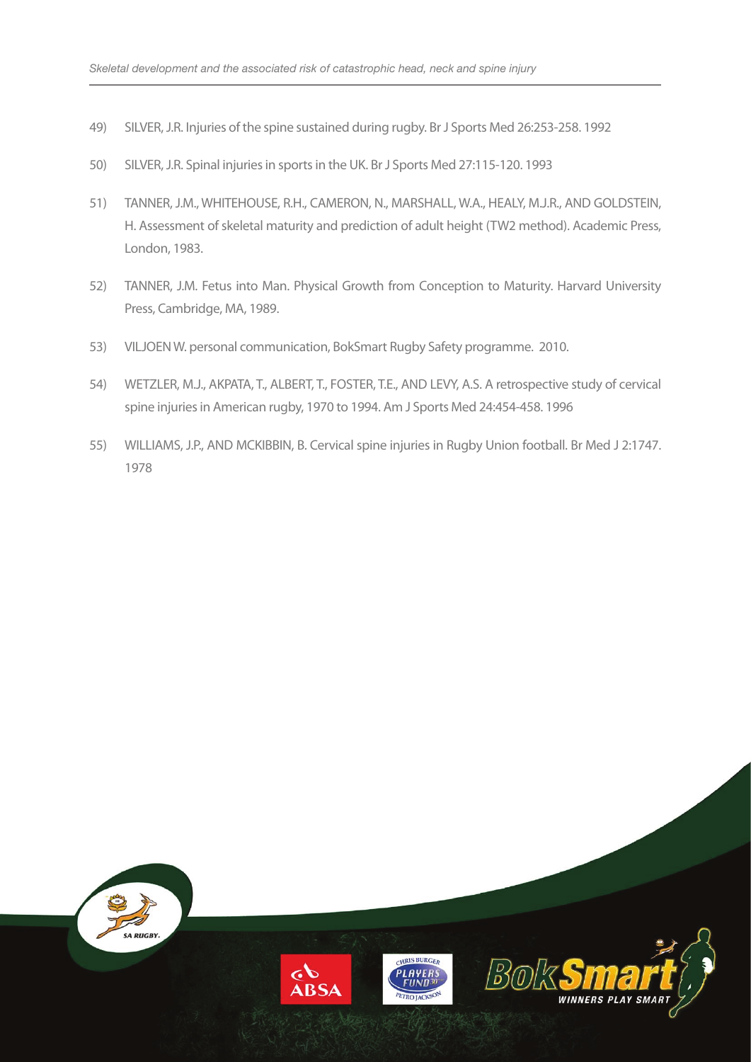49) SILVER, J.R. Injuries of the spine sustained during rugby. Br J Sports Med 26:253-258. 1992

50) SILVER, J.R. Spinal injuries in sports in the UK. Br J Sports Med 27:115-120. 1993

51) TANNER, J.M., WHITEHOUSE, R.H., CAMERON, N., MARSHALL, W.A., HEALY, M.J.R., AND GOLDSTEIN, H. Assessment of skeletal maturity and prediction of adult height (TW2 method). Academic Press, London, 1983.

52) TANNER, J.M. Fetus into Man. Physical Growth from Conception to Maturity. Harvard University Press, Cambridge, MA, 1989.

53) VILJOEN W. personal communication, BokSmart Rugby Safety programme. 2010.

54) WETZLER, M.J., AKPATA, T., ALBERT, T., FOSTER, T.E., AND LEVY, A.S. A retrospective study of cervical spine injuries in American rugby, 1970 to 1994. Am J Sports Med 24:454-458. 1996

55) WILLIAMS, J.P., AND MCKIBBIN, B. Cervical spine injuries in Rugby Union football. Br Med J 2:1747. 1978